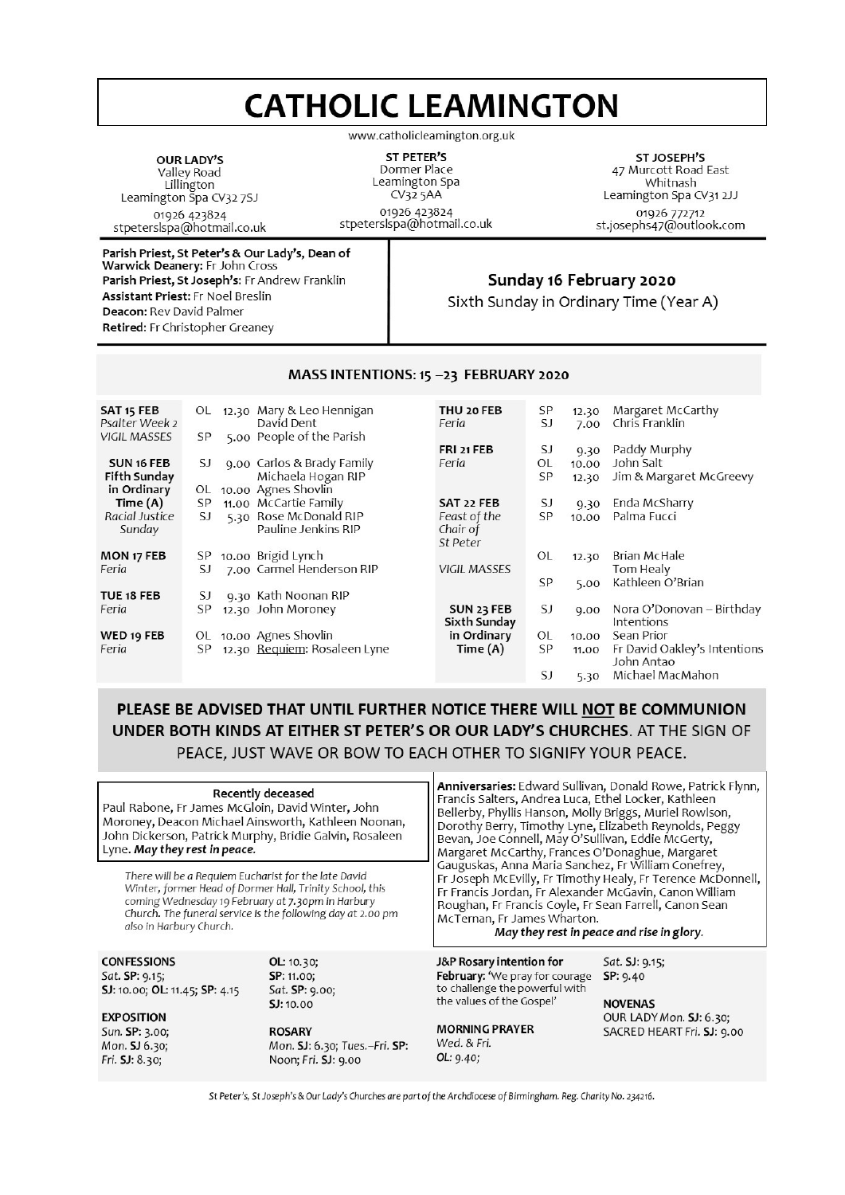# CATHOLIC LEAMINGTON

www.catholicleamington.org.uk

**OUR LADY'S**
Valley Road
Lillington
Leamington Spa CV32 7SJ
01926 423824
stpeterslspa@hotmail.co.uk

**ST PETER'S**
Dormer Place
Leamington Spa
CV32 5AA
01926 423824
stpeterslspa@hotmail.co.uk

**ST JOSEPH'S**
47 Murcott Road East
Whitnash
Leamington Spa CV31 2JJ
01926 772712
st.josephs47@outlook.com

**Parish Priest, St Peter's & Our Lady's, Dean of Warwick Deanery:** Fr John Cross
**Parish Priest, St Joseph's:** Fr Andrew Franklin
**Assistant Priest:** Fr Noel Breslin
**Deacon:** Rev David Palmer
**Retired:** Fr Christopher Greaney

## Sunday 16 February 2020

Sixth Sunday in Ordinary Time (Year A)

## MASS INTENTIONS: 15 –23 FEBRUARY 2020

| Day | Church | Time | Intention |
|---|---|---|---|
| **SAT 15 FEB** *Psalter Week 2* *VIGIL MASSES* | OL | 12.30 | Mary & Leo Hennigan; David Dent |
| | SP | 5.00 | People of the Parish |
| **SUN 16 FEB Fifth Sunday in Ordinary Time (A)** *Racial Justice Sunday* | SJ | 9.00 | Carlos & Brady Family; Michaela Hogan RIP |
| | OL | 10.00 | Agnes Shovlin |
| | SP | 11.00 | McCartie Family |
| | SJ | 5.30 | Rose McDonald RIP; Pauline Jenkins RIP |
| **MON 17 FEB** *Feria* | SP | 10.00 | Brigid Lynch |
| | SJ | 7.00 | Carmel Henderson RIP |
| **TUE 18 FEB** *Feria* | SJ | 9.30 | Kath Noonan RIP |
| | SP | 12.30 | John Moroney |
| **WED 19 FEB** *Feria* | OL | 10.00 | Agnes Shovlin |
| | SP | 12.30 | Requiem: Rosaleen Lyne |
| **THU 20 FEB** *Feria* | SP | 12.30 | Margaret McCarthy |
| | SJ | 7.00 | Chris Franklin |
| **FRI 21 FEB** *Feria* | SJ | 9.30 | Paddy Murphy |
| | OL | 10.00 | John Salt |
| | SP | 12.30 | Jim & Margaret McGreevy |
| **SAT 22 FEB** *Feast of the Chair of St Peter* | SJ | 9.30 | Enda McSharry |
| | SP | 10.00 | Palma Fucci |
| *VIGIL MASSES* | OL | 12.30 | Brian McHale; Tom Healy |
| | SP | 5.00 | Kathleen O'Brian |
| **SUN 23 FEB Sixth Sunday in Ordinary Time (A)** | SJ | 9.00 | Nora O'Donovan – Birthday Intentions |
| | OL | 10.00 | Sean Prior |
| | SP | 11.00 | Fr David Oakley's Intentions; John Antao |
| | SJ | 5.30 | Michael MacMahon |

**PLEASE BE ADVISED THAT UNTIL FURTHER NOTICE THERE WILL NOT BE COMMUNION UNDER BOTH KINDS AT EITHER ST PETER'S OR OUR LADY'S CHURCHES**. AT THE SIGN OF PEACE, JUST WAVE OR BOW TO EACH OTHER TO SIGNIFY YOUR PEACE.

**Recently deceased**
Paul Rabone, Fr James McGloin, David Winter, John Moroney, Deacon Michael Ainsworth, Kathleen Noonan, John Dickerson, Patrick Murphy, Bridie Galvin, Rosaleen Lyne. ***May they rest in peace.***

*There will be a Requiem Eucharist for the late David Winter, former Head of Dormer Hall, Trinity School, this coming Wednesday 19 February at 7.30pm in Harbury Church. The funeral service is the following day at 2.00 pm also in Harbury Church.*

**Anniversaries:** Edward Sullivan, Donald Rowe, Patrick Flynn, Francis Salters, Andrea Luca, Ethel Locker, Kathleen Bellerby, Phyllis Hanson, Molly Briggs, Muriel Rowlson, Dorothy Berry, Timothy Lyne, Elizabeth Reynolds, Peggy Bevan, Joe Connell, May O'Sullivan, Eddie McGerty, Margaret McCarthy, Frances O'Donaghue, Margaret Gauguskas, Anna Maria Sanchez, Fr William Conefrey, Fr Joseph McEvilly, Fr Timothy Healy, Fr Terence McDonnell, Fr Francis Jordan, Fr Alexander McGavin, Canon William Roughan, Fr Francis Coyle, Fr Sean Farrell, Canon Sean McTernan, Fr James Wharton.
*May they rest in peace and rise in glory.*

**CONFESSIONS**
*Sat.* **SP:** 9.15;
**SJ:** 10.00; **OL:** 11.45; **SP:** 4.15

**EXPOSITION**
*Sun.* **SP:** 3.00;
*Mon.* **SJ** 6.30;
*Fri.* **SJ:** 8.30;
**OL:** 10.30;
**SP:** 11.00;
*Sat.* **SP:** 9.00;
**SJ:** 10.00

**ROSARY**
*Mon.* **SJ:** 6.30; *Tues.–Fri.* **SP:** Noon; *Fri.* **SJ:** 9.00

**J&P Rosary intention for February:** 'We pray for courage to challenge the powerful with the values of the Gospel'

**MORNING PRAYER**
*Wed. & Fri.*
**OL:** 9.40;
*Sat.* **SJ:** 9.15;
**SP:** 9.40

**NOVENAS**
OUR LADY *Mon.* **SJ:** 6.30;
SACRED HEART *Fri.* **SJ:** 9.00

*St Peter's, St Joseph's & Our Lady's Churches are part of the Archdiocese of Birmingham. Reg. Charity No. 234216.*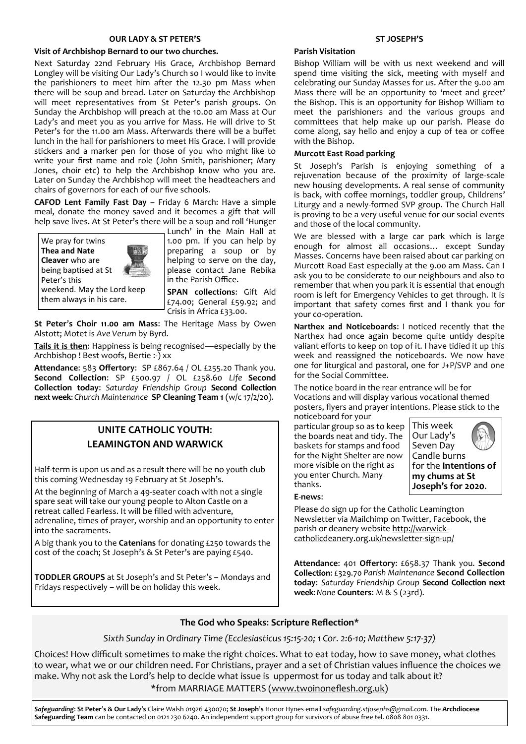## OUR LADY & ST PETER'S

**Visit of Archbishop Bernard to our two churches.**

Next Saturday 22nd February His Grace, Archbishop Bernard Longley will be visiting Our Lady's Church so I would like to invite the parishioners to meet him after the 12.30 pm Mass when there will be soup and bread. Later on Saturday the Archbishop will meet representatives from St Peter's parish groups. On Sunday the Archbishop will preach at the 10.00 am Mass at Our Lady's and meet you as you arrive for Mass. He will drive to St Peter's for the 11.00 am Mass. Afterwards there will be a buffet lunch in the hall for parishioners to meet His Grace. I will provide stickers and a marker pen for those of you who might like to write your first name and role (John Smith, parishioner; Mary Jones, choir etc) to help the Archbishop know who you are. Later on Sunday the Archbishop will meet the headteachers and chairs of governors for each of our five schools.

**CAFOD Lent Family Fast Day** – Friday 6 March: Have a simple meal, donate the money saved and it becomes a gift that will help save lives. At St Peter's there will be a soup and roll 'Hunger Lunch' in the Main Hall at 1.00 pm. If you can help by preparing a soup or by helping to serve on the day, please contact Jane Rebika in the Parish Office.

We pray for twins **Thea and Nate Cleaver** who are being baptised at St Peter's this weekend. May the Lord keep them always in his care.

**SPAN collections**: Gift Aid £74.00; General £59.92; and Crisis in Africa £33.00.

**St Peter's Choir 11.00 am Mass:** The Heritage Mass by Owen Alstott; Motet is *Ave Verum* by Byrd.

**Tails it is then**: Happiness is being recognised—especially by the Archbishop ! Best woofs, Bertie :-) xx

**Attendance**: 583 **Offertory**: SP £867.64 / OL £255.20 Thank you. **Second Collection**: SP £500.97 / OL £258.60 *Life* **Second Collection today**: *Saturday Friendship Group* **Second Collection next week**: *Church Maintenance* **SP Cleaning Team 1** (w/c 17/2/20).

## UNITE CATHOLIC YOUTH: LEAMINGTON AND WARWICK

Half-term is upon us and as a result there will be no youth club this coming Wednesday 19 February at St Joseph's.

At the beginning of March a 49-seater coach with not a single spare seat will take our young people to Alton Castle on a retreat called Fearless. It will be filled with adventure, adrenaline, times of prayer, worship and an opportunity to enter into the sacraments.

A big thank you to the **Catenians** for donating £250 towards the cost of the coach; St Joseph's & St Peter's are paying £540.

**TODDLER GROUPS** at St Joseph's and St Peter's – Mondays and Fridays respectively – will be on holiday this week.

## ST JOSEPH'S

**Parish Visitation**

Bishop William will be with us next weekend and will spend time visiting the sick, meeting with myself and celebrating our Sunday Masses for us. After the 9.00 am Mass there will be an opportunity to 'meet and greet' the Bishop. This is an opportunity for Bishop William to meet the parishioners and the various groups and committees that help make up our parish. Please do come along, say hello and enjoy a cup of tea or coffee with the Bishop.

**Murcott East Road parking**

St Joseph's Parish is enjoying something of a rejuvenation because of the proximity of large-scale new housing developments. A real sense of community is back, with coffee mornings, toddler group, Childrens' Liturgy and a newly-formed SVP group. The Church Hall is proving to be a very useful venue for our social events and those of the local community.

We are blessed with a large car park which is large enough for almost all occasions… except Sunday Masses. Concerns have been raised about car parking on Murcott Road East especially at the 9.00 am Mass. Can I ask you to be considerate to our neighbours and also to remember that when you park it is essential that enough room is left for Emergency Vehicles to get through. It is important that safety comes first and I thank you for your co-operation.

**Narthex and Noticeboards**: I noticed recently that the Narthex had once again become quite untidy despite valiant efforts to keep on top of it. I have tidied it up this week and reassigned the noticeboards. We now have one for liturgical and pastoral, one for J+P/SVP and one for the Social Committee.

The notice board in the rear entrance will be for Vocations and will display various vocational themed posters, flyers and prayer intentions. Please stick to the noticeboard for your particular group so as to keep the boards neat and tidy. The baskets for stamps and food for the Night Shelter are now more visible on the right as you enter Church. Many thanks.

This week Our Lady's Seven Day Candle burns for the **Intentions of my chums at St Joseph's for 2020.**

**E-news**:

Please do sign up for the Catholic Leamington Newsletter via Mailchimp on Twitter, Facebook, the parish or deanery website http://warwick-catholicdeanery.org.uk/newsletter-sign-up/

**Attendance**: 401 **Offertory**: £658.37 Thank you. **Second Collection**: £329.70 *Parish Maintenance* **Second Collection today**: *Saturday Friendship Group* **Second Collection next week**: *None* **Counters**: M & S (23rd).

## The God who Speaks: Scripture Reflection*

*Sixth Sunday in Ordinary Time (Ecclesiasticus 15:15-20; 1 Cor. 2:6-10; Matthew 5:17-37)*

Choices! How difficult sometimes to make the right choices. What to eat today, how to save money, what clothes to wear, what we or our children need. For Christians, prayer and a set of Christian values influence the choices we make. Why not ask the Lord's help to decide what issue is uppermost for us today and talk about it?

*from MARRIAGE MATTERS (www.twoinoneflesh.org.uk)

***Safeguarding***: **St Peter's & Our Lady's** Claire Walsh 01926 430070; **St Joseph's** Honor Hynes email *safeguarding.stjosephs@gmail.com.* The **Archdiocese Safeguarding Team** can be contacted on 0121 230 6240. An independent support group for survivors of abuse free tel. 0808 801 0331.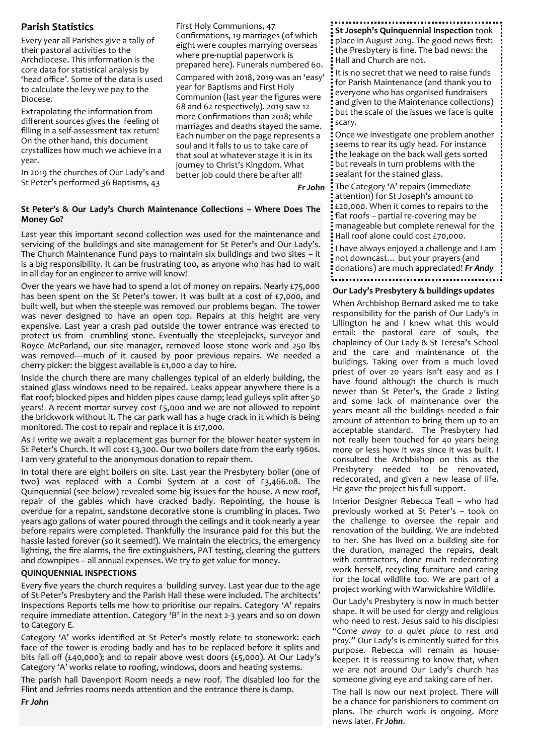## Parish Statistics

Every year all Parishes give a tally of their pastoral activities to the Archdiocese. This information is the core data for statistical analysis by 'head office'. Some of the data is used to calculate the levy we pay to the Diocese.

Extrapolating the information from different sources gives the feeling of filling in a self-assessment tax return! On the other hand, this document crystallizes how much we achieve in a year.

In 2019 the churches of Our Lady's and St Peter's performed 36 Baptisms, 43 First Holy Communions, 47 Confirmations, 19 marriages (of which eight were couples marrying overseas where pre-nuptial paperwork is prepared here). Funerals numbered 60.

Compared with 2018, 2019 was an 'easy' year for Baptisms and First Holy Communion (last year the figures were 68 and 62 respectively). 2019 saw 12 more Confirmations than 2018; while marriages and deaths stayed the same. Each number on the page represents a soul and it falls to us to take care of that soul at whatever stage it is in its journey to Christ's Kingdom. What better job could there be after all!

*Fr John*

**St Peter's & Our Lady's Church Maintenance Collections – Where Does The Money Go?**

Last year this important second collection was used for the maintenance and servicing of the buildings and site management for St Peter's and Our Lady's. The Church Maintenance Fund pays to maintain six buildings and two sites – it is a big responsibility. It can be frustrating too, as anyone who has had to wait in all day for an engineer to arrive will know!

Over the years we have had to spend a lot of money on repairs. Nearly £75,000 has been spent on the St Peter's tower. It was built at a cost of £7,000, and built well, but when the steeple was removed our problems began. The tower was never designed to have an open top. Repairs at this height are very expensive. Last year a crash pad outside the tower entrance was erected to protect us from crumbling stone. Eventually the steeplejacks, surveyor and Royce McParland, our site manager, removed loose stone work and 250 lbs was removed—much of it caused by poor previous repairs. We needed a cherry picker: the biggest available is £1,000 a day to hire.

Inside the church there are many challenges typical of an elderly building, the stained glass windows need to be repaired. Leaks appear anywhere there is a flat roof; blocked pipes and hidden pipes cause damp; lead gulleys split after 50 years! A recent mortar survey cost £5,000 and we are not allowed to repoint the brickwork without it. The car park wall has a huge crack in it which is being monitored. The cost to repair and replace it is £17,000.

As I write we await a replacement gas burner for the blower heater system in St Peter's Church. It will cost £3,300. Our two boilers date from the early 1960s. I am very grateful to the anonymous donation to repair them.

In total there are eight boilers on site. Last year the Presbytery boiler (one of two) was replaced with a Combi System at a cost of £3,466.08. The Quinquennial (see below) revealed some big issues for the house. A new roof, repair of the gables which have cracked badly. Repointing, the house is overdue for a repaint, sandstone decorative stone is crumbling in places. Two years ago gallons of water poured through the ceilings and it took nearly a year before repairs were completed. Thankfully the insurance paid for this but the hassle lasted forever (so it seemed!). We maintain the electrics, the emergency lighting, the fire alarms, the fire extinguishers, PAT testing, clearing the gutters and downpipes – all annual expenses. We try to get value for money.

**QUINQUENNIAL INSPECTIONS**

Every five years the church requires a building survey. Last year due to the age of St Peter's Presbytery and the Parish Hall these were included. The architects' Inspections Reports tells me how to prioritise our repairs. Category 'A' repairs require immediate attention. Category 'B' in the next 2-3 years and so on down to Category E.

Category 'A' works identified at St Peter's mostly relate to stonework: each face of the tower is eroding badly and has to be replaced before it splits and bits fall off (£40,000); and to repair above west doors (£5,000). At Our Lady's Category 'A' works relate to roofing, windows, doors and heating systems.

The parish hall Davenport Room needs a new roof. The disabled loo for the Flint and Jefrries rooms needs attention and the entrance there is damp.

*Fr John*

**St Joseph's Quinquennial Inspection** took place in August 2019. The good news first: the Presbytery is fine. The bad news: the Hall and Church are not.

It is no secret that we need to raise funds for Parish Maintenance (and thank you to everyone who has organised fundraisers and given to the Maintenance collections) but the scale of the issues we face is quite scary.

Once we investigate one problem another seems to rear its ugly head. For instance the leakage on the back wall gets sorted but reveals in turn problems with the sealant for the stained glass.

The Category 'A' repairs (immediate attention) for St Joseph's amount to £20,000. When it comes to repairs to the flat roofs – partial re-covering may be manageable but complete renewal for the Hall roof alone could cost £70,000.

I have always enjoyed a challenge and I am not downcast… but your prayers (and donations) are much appreciated! ***Fr Andy***

**Our Lady's Presbytery & buildings updates**

When Archbishop Bernard asked me to take responsibility for the parish of Our Lady's in Lillington he and I knew what this would entail: the pastoral care of souls, the chaplaincy of Our Lady & St Teresa's School and the care and maintenance of the buildings. Taking over from a much loved priest of over 20 years isn't easy and as I have found although the church is much newer than St Peter's, the Grade 2 listing and some lack of maintenance over the years meant all the buildings needed a fair amount of attention to bring them up to an acceptable standard. The Presbytery had not really been touched for 40 years being more or less how it was since it was built. I consulted the Archbishop on this as the Presbytery needed to be renovated, redecorated, and given a new lease of life. He gave the project his full support.

Interior Designer Rebecca Teall – who had previously worked at St Peter's – took on the challenge to oversee the repair and renovation of the building. We are indebted to her. She has lived on a building site for the duration, managed the repairs, dealt with contractors, done much redecorating work herself, recycling furniture and caring for the local wildlife too. We are part of a project working with Warwickshire Wildlife.

Our Lady's Presbytery is now in much better shape. It will be used for clergy and religious who need to rest. Jesus said to his disciples: "*Come away to a quiet place to rest and pray*." Our Lady's is eminently suited for this purpose. Rebecca will remain as housekeeper. It is reassuring to know that, when we are not around Our Lady's church has someone giving eye and taking care of her.

The hall is now our next project. There will be a chance for parishioners to comment on plans. The church work is ongoing. More news later. ***Fr John***.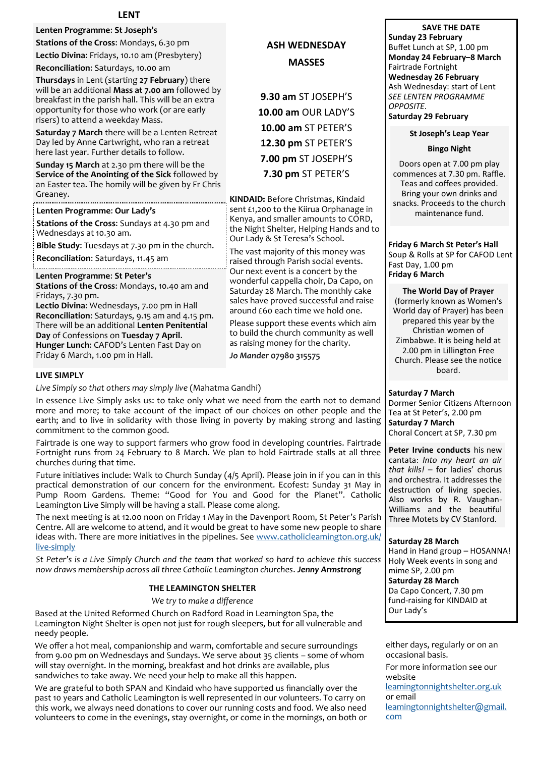## LENT

**Lenten Programme**: **St Joseph's**

**Stations of the Cross**: Mondays, 6.30 pm

**Lectio Divina**: Fridays, 10.10 am (Presbytery)

**Reconciliation**: Saturdays, 10.00 am

**Thursdays** in Lent (starting **27 February**) there will be an additional **Mass at 7.00 am** followed by breakfast in the parish hall. This will be an extra opportunity for those who work (or are early risers) to attend a weekday Mass.

**Saturday 7 March** there will be a Lenten Retreat Day led by Anne Cartwright, who ran a retreat here last year. Further details to follow.

**Sunday 15 March** at 2.30 pm there will be the **Service of the Anointing of the Sick** followed by an Easter tea. The homily will be given by Fr Chris Greaney.

**Lenten Programme**: **Our Lady's**

**Stations of the Cross**: Sundays at 4.30 pm and Wednesdays at 10.30 am.

**Bible Study**: Tuesdays at 7.30 pm in the church.

**Reconciliation**: Saturdays, 11.45 am

**Lenten Programme**: **St Peter's**

**Stations of the Cross**: Mondays, 10.40 am and Fridays, 7.30 pm.

**Lectio Divina**: Wednesdays, 7.00 pm in Hall

**Reconciliation**: Saturdays, 9.15 am and 4.15 pm.

There will be an additional **Lenten Penitential Day** of Confessions on **Tuesday 7 April**.

**Hunger Lunch**: CAFOD's Lenten Fast Day on Friday 6 March, 1.00 pm in Hall.

## ASH WEDNESDAY MASSES

**9.30 am** ST JOSEPH'S
**10.00 am** OUR LADY'S
**10.00 am** ST PETER'S
**12.30 pm** ST PETER'S
**7.00 pm** ST JOSEPH'S
**7.30 pm** ST PETER'S

**KINDAID:** Before Christmas, Kindaid sent £1,200 to the Kiirua Orphanage in Kenya, and smaller amounts to CORD, the Night Shelter, Helping Hands and to Our Lady & St Teresa's School.

The vast majority of this money was raised through Parish social events. Our next event is a concert by the wonderful cappella choir, Da Capo, on Saturday 28 March. The monthly cake sales have proved successful and raise around £60 each time we hold one.

Please support these events which aim to build the church community as well as raising money for the charity.

***Jo Mander*** **07980 315575**

## LIVE SIMPLY

*Live Simply so that others may simply live* (Mahatma Gandhi)

In essence Live Simply asks us: to take only what we need from the earth not to demand more and more; to take account of the impact of our choices on other people and the earth; and to live in solidarity with those living in poverty by making strong and lasting commitment to the common good.

Fairtrade is one way to support farmers who grow food in developing countries. Fairtrade Fortnight runs from 24 February to 8 March. We plan to hold Fairtrade stalls at all three churches during that time.

Future initiatives include: Walk to Church Sunday (4/5 April). Please join in if you can in this practical demonstration of our concern for the environment. Ecofest: Sunday 31 May in Pump Room Gardens. Theme: "Good for You and Good for the Planet". Catholic Leamington Live Simply will be having a stall. Please come along.

The next meeting is at 12.00 noon on Friday 1 May in the Davenport Room, St Peter's Parish Centre. All are welcome to attend, and it would be great to have some new people to share ideas with. There are more initiatives in the pipelines. See www.catholicleamington.org.uk/live-simply

*St Peter's is a Live Simply Church and the team that worked so hard to achieve this success now draws membership across all three Catholic Leamington churches*. ***Jenny Armstrong***

## THE LEAMINGTON SHELTER

*We try to make a difference*

Based at the United Reformed Church on Radford Road in Leamington Spa, the Leamington Night Shelter is open not just for rough sleepers, but for all vulnerable and needy people.

We offer a hot meal, companionship and warm, comfortable and secure surroundings from 9.00 pm on Wednesdays and Sundays. We serve about 35 clients – some of whom will stay overnight. In the morning, breakfast and hot drinks are available, plus sandwiches to take away. We need your help to make all this happen.

We are grateful to both SPAN and Kindaid who have supported us financially over the past 10 years and Catholic Leamington is well represented in our volunteers. To carry on this work, we always need donations to cover our running costs and food. We also need volunteers to come in the evenings, stay overnight, or come in the mornings, on both of either days, regularly or on an occasional basis.

For more information see our website leamingtonnightshelter.org.uk or email leamingtonnightshelter@gmail.com

## SAVE THE DATE

**Sunday 23 February**
Buffet Lunch at SP, 1.00 pm

**Monday 24 February–8 March**
Fairtrade Fortnight

**Wednesday 26 February**
Ash Wednesday: start of Lent
*SEE LENTEN PROGRAMME OPPOSITE*.

**Saturday 29 February**

**St Joseph's Leap Year**

**Bingo Night**

Doors open at 7.00 pm play commences at 7.30 pm. Raffle. Teas and coffees provided. Bring your own drinks and snacks. Proceeds to the church maintenance fund.

**Friday 6 March St Peter's Hall**
Soup & Rolls at SP for CAFOD Lent Fast Day, 1.00 pm

**Friday 6 March**

**The World Day of Prayer**
(formerly known as Women's World day of Prayer) has been prepared this year by the Christian women of Zimbabwe. It is being held at 2.00 pm in Lillington Free Church. Please see the notice board.

**Saturday 7 March**
Dormer Senior Citizens Afternoon Tea at St Peter's, 2.00 pm

**Saturday 7 March**
Choral Concert at SP, 7.30 pm

**Peter Irvine conducts** his new cantata: *Into my heart an air that kills!* – for ladies' chorus and orchestra. It addresses the destruction of living species. Also works by R. Vaughan-Williams and the beautiful Three Motets by CV Stanford.

**Saturday 28 March**
Hand in Hand group – HOSANNA! Holy Week events in song and mime SP, 2.00 pm

**Saturday 28 March**
Da Capo Concert, 7.30 pm fund-raising for KINDAID at Our Lady's